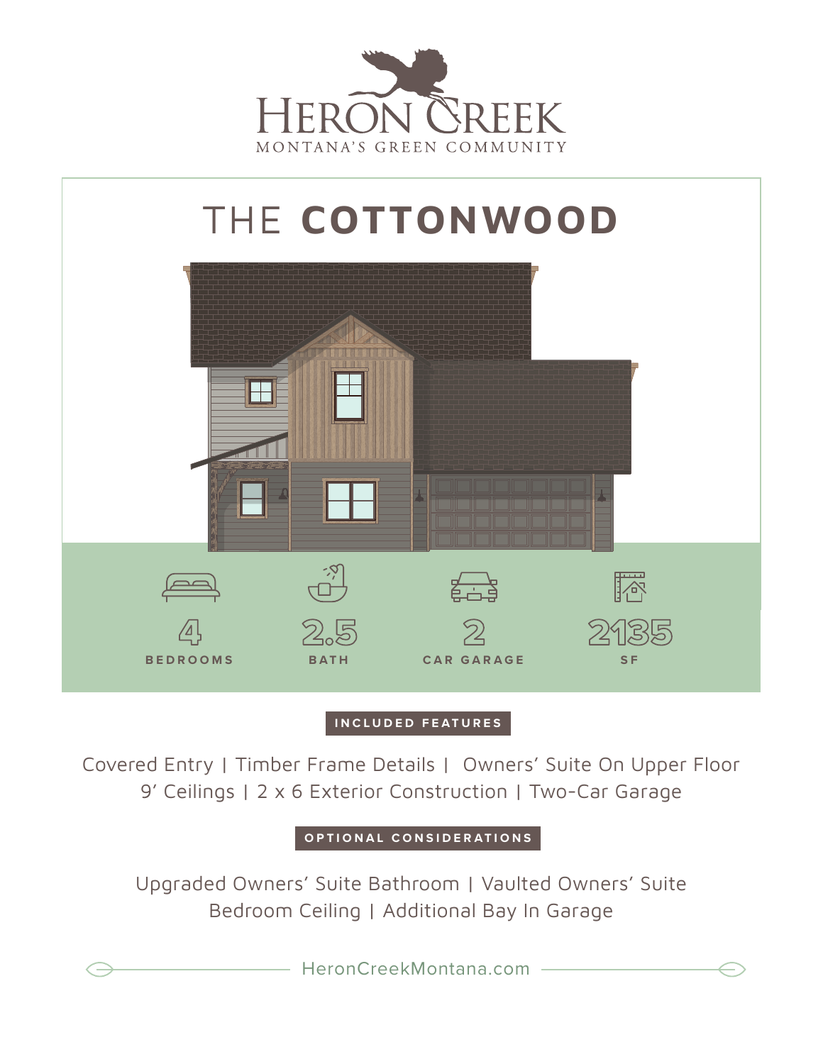# HERON CREEK

MONTANA'S GREEN COMMUNITY

## THE **COTTONWOOD**

| 4 | 2.5 | 2 | 2135 |
|---|---|---|---|
| BEDROOMS | BATH | CAR GARAGE | SF |

### INCLUDED FEATURES

Covered Entry | Timber Frame Details | Owners' Suite On Upper Floor
9' Ceilings | 2 x 6 Exterior Construction | Two-Car Garage

### OPTIONAL CONSIDERATIONS

Upgraded Owners' Suite Bathroom | Vaulted Owners' Suite Bedroom Ceiling | Additional Bay In Garage

HeronCreekMontana.com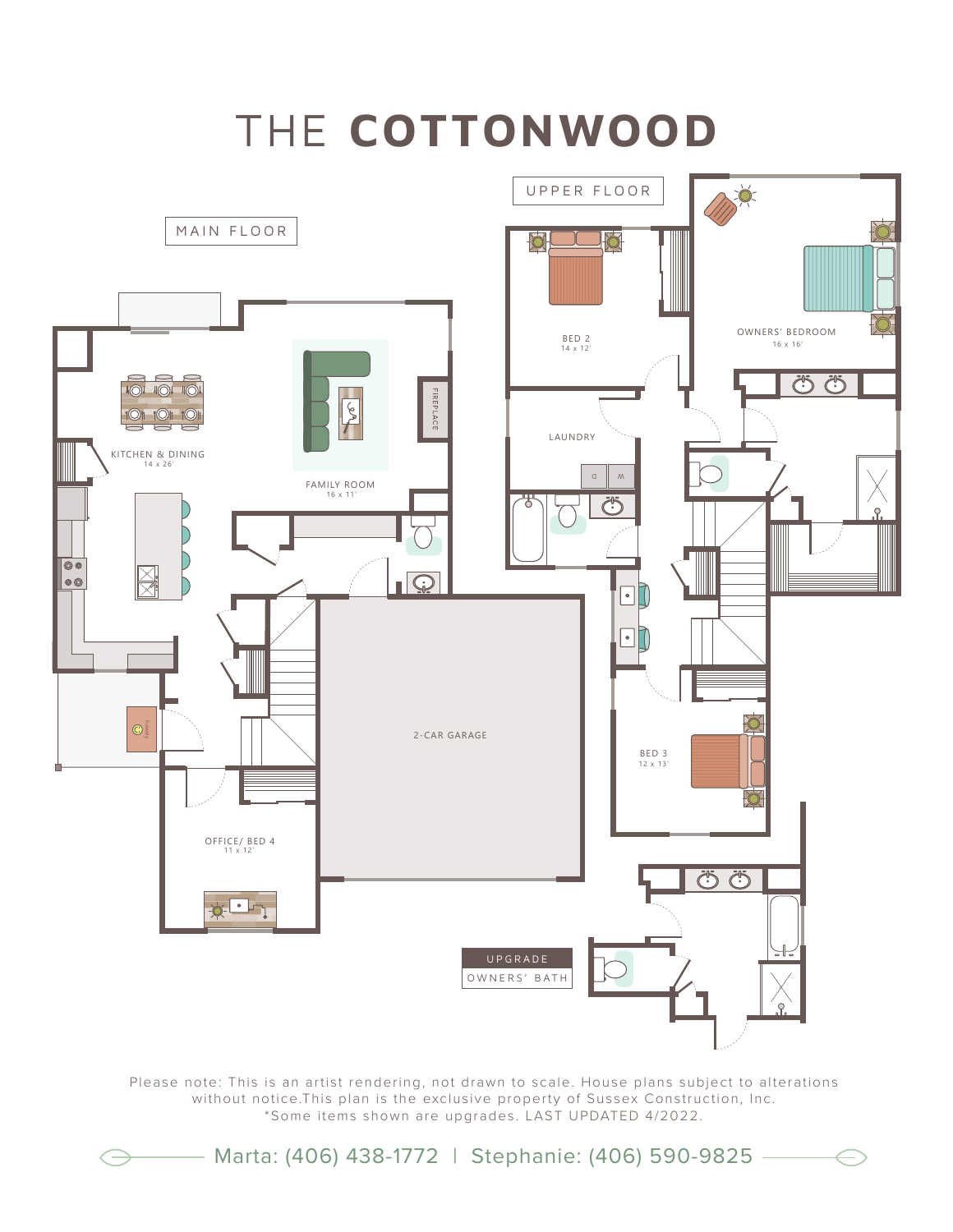# THE COTTONWOOD

MAIN FLOOR

KITCHEN & DINING
14 x 26'

FAMILY ROOM
16 x 11'

FIREPLACE

2-CAR GARAGE

OFFICE/ BED 4
11 x 12'

UPPER FLOOR

BED 2
14 x 12'

OWNERS' BEDROOM
16 x 16'

LAUNDRY

D W

BED 3
12 x 13'

UPGRADE
OWNERS' BATH

Please note: This is an artist rendering, not drawn to scale. House plans subject to alterations without notice.This plan is the exclusive property of Sussex Construction, Inc.
*Some items shown are upgrades. LAST UPDATED 4/2022.

Marta: (406) 438-1772 | Stephanie: (406) 590-9825